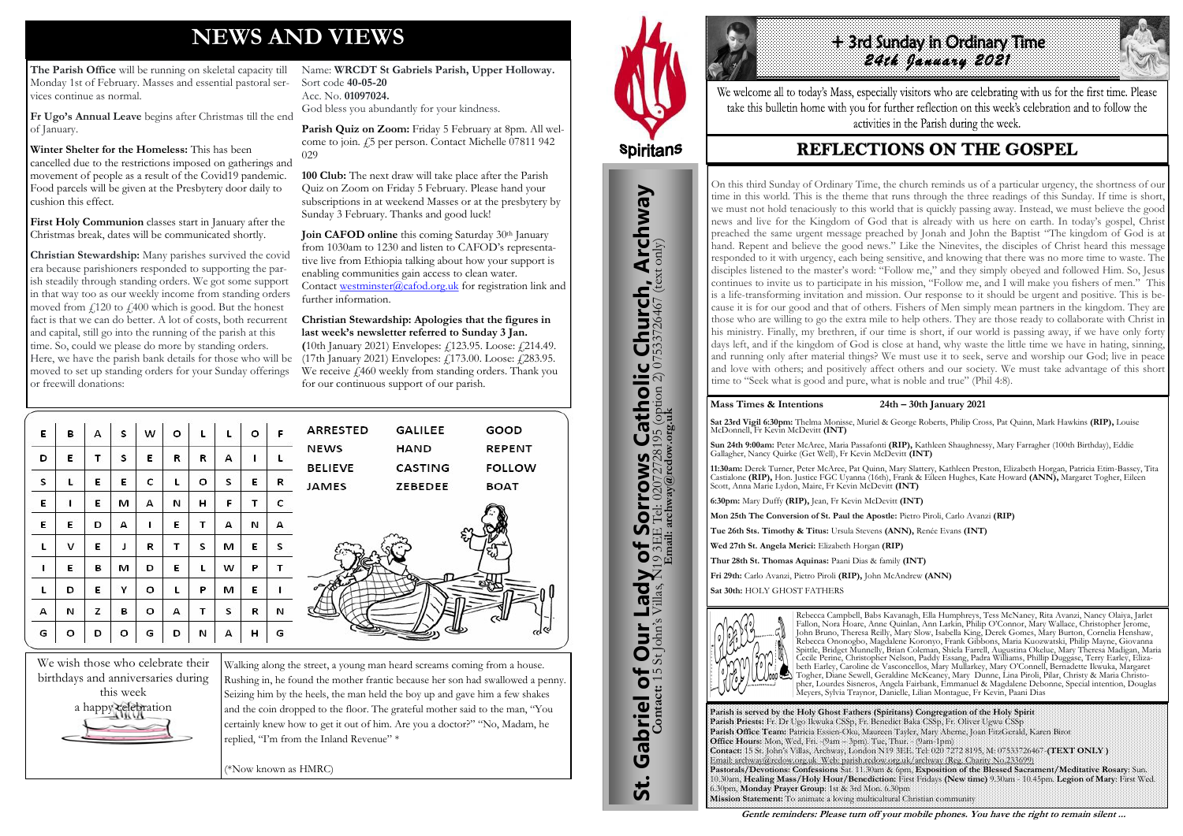# NEWS AND VIEWS

**The Parish Office** will be running on skeletal capacity till Monday 1st of February. Masses and essential pastoral services continue as normal.

**Fr Ugo's Annual Leave** begins after Christmas till the end of January.

**Winter Shelter for the Homeless:** This has been cancelled due to the restrictions imposed on gatherings and movement of people as a result of the Covid19 pandemic. Food parcels will be given at the Presbytery door daily to cushion this effect.

**First Holy Communion** classes start in January after the Christmas break, dates will be communicated shortly.

**Christian Stewardship:** Many parishes survived the covid era because parishioners responded to supporting the parish steadily through standing orders. We got some support in that way too as our weekly income from standing orders moved from £120 to £400 which is good. But the honest fact is that we can do better. A lot of costs, both recurrent and capital, still go into the running of the parish at this time. So, could we please do more by standing orders. Here, we have the parish bank details for those who will be moved to set up standing orders for your Sunday offerings or freewill donations:

Name: **WRCDT St Gabriels Parish, Upper Holloway.**
Sort code **40-05-20**
Acc. No. **01097024.**
God bless you abundantly for your kindness.

**Parish Quiz on Zoom:** Friday 5 February at 8pm. All welcome to join. £5 per person. Contact Michelle 07811 942 029

**100 Club:** The next draw will take place after the Parish Quiz on Zoom on Friday 5 February. Please hand your subscriptions in at weekend Masses or at the presbytery by Sunday 3 February. Thanks and good luck!

**Join CAFOD online** this coming Saturday 30th January from 1030am to 1230 and listen to CAFOD's representative live from Ethiopia talking about how your support is enabling communities gain access to clean water. Contact westminster@cafod.org.uk for registration link and further information.

**Christian Stewardship: Apologies that the figures in last week's newsletter referred to Sunday 3 Jan.**
**(**10th January 2021) Envelopes: £123.95. Loose: £214.49. (17th January 2021) Envelopes: £173.00. Loose: £283.95. We receive £460 weekly from standing orders. Thank you for our continuous support of our parish.

| E | B | A | S | W | O | L | L | O | F |
|---|---|---|---|---|---|---|---|---|---|
| D | E | T | S | E | R | R | A | I | L |
| S | L | E | E | C | L | O | S | E | R |
| E | I | E | M | A | N | H | F | T | C |
| E | E | D | A | I | E | T | A | N | A |
| L | V | E | J | R | T | S | M | E | S |
| I | E | B | M | D | E | L | W | P | T |
| L | D | E | Y | O | L | P | M | E | I |
| A | N | Z | B | O | A | T | S | R | N |
| G | O | D | O | G | D | N | A | H | G |

| | | |
|---|---|---|
| ARRESTED | GALILEE | GOOD |
| NEWS | HAND | REPENT |
| BELIEVE | CASTING | FOLLOW |
| JAMES | ZEBEDEE | BOAT |

We wish those who celebrate their birthdays and anniversaries during this week a happy celebration

Walking along the street, a young man heard screams coming from a house. Rushing in, he found the mother frantic because her son had swallowed a penny. Seizing him by the heels, the man held the boy up and gave him a few shakes and the coin dropped to the floor. The grateful mother said to the man, "You certainly knew how to get it out of him. Are you a doctor?" "No, Madam, he replied, "I'm from the Inland Revenue" *

(*Now known as HMRC)

Spiritans

**St. Gabriel of Our Lady of Sorrows Catholic Church, Archway**
**Contact:** 15 St John's Villas, N19 3EE Tel: 02072728195 (option 2) 07533726467 (text only)
**Email: archway@rcdow.org.uk**

# + 3rd Sunday in Ordinary Time
## 24th January 2021

We welcome all to today's Mass, especially visitors who are celebrating with us for the first time. Please take this bulletin home with you for further reflection on this week's celebration and to follow the activities in the Parish during the week.

## REFLECTIONS ON THE GOSPEL

On this third Sunday of Ordinary Time, the church reminds us of a particular urgency, the shortness of our time in this world. This is the theme that runs through the three readings of this Sunday. If time is short, we must not hold tenaciously to this world that is quickly passing away. Instead, we must believe the good news and live for the Kingdom of God that is already with us here on earth. In today's gospel, Christ preached the same urgent message preached by Jonah and John the Baptist "The kingdom of God is at hand. Repent and believe the good news." Like the Ninevites, the disciples of Christ heard this message responded to it with urgency, each being sensitive, and knowing that there was no more time to waste. The disciples listened to the master's word: "Follow me," and they simply obeyed and followed Him. So, Jesus continues to invite us to participate in his mission, "Follow me, and I will make you fishers of men." This is a life-transforming invitation and mission. Our response to it should be urgent and positive. This is because it is for our good and that of others. Fishers of Men simply mean partners in the kingdom. They are those who are willing to go the extra mile to help others. They are those ready to collaborate with Christ in his ministry. Finally, my brethren, if our time is short, if our world is passing away, if we have only forty days left, and if the kingdom of God is close at hand, why waste the little time we have in hating, sinning, and running only after material things? We must use it to seek, serve and worship our God; live in peace and love with others; and positively affect others and our society. We must take advantage of this short time to "Seek what is good and pure, what is noble and true" (Phil 4:8).

**Mass Times & Intentions 24th – 30th January 2021**

**Sat 23rd Vigil 6:30pm:** Thelma Monisse, Muriel & George Roberts, Pat Quinn, Mark Hawkins **(RIP),** Louise McDonnell, Fr Kevin McDevitt **(INT)**

**Sun 24th 9:00am:** Peter McAree, Maria Passafonti **(RIP),** Kathleen Shaughnessy, Mary Farragher (100th Birthday), Eddie Gallagher, Nancy Quirke (Get Well), Fr Kevin McDevitt **(INT)**

**11:30am:** Derek Turner, Peter McAree, Pat Quinn, Mary Slattery, Kathleen Preston, Elizabeth Horgan, Patricia Etim-Bassey, Tita Castialone **(RIP),** Hon. Justice FGC Uyanna (16th), Frank & Eileen Hughes, Kate Howard **(ANN),** Margaret Togher, Eileen Scott, Anna Marie Lydon, Maire, Fr Kevin McDevitt **(INT)**

**6:30pm:** Mary Duffy **(RIP),** Jean, Fr Kevin McDevitt **(INT)**

**Mon 25th The Conversion of St. Paul the Apostle:** Pietro Piroli, Carlo Avanzi **(RIP)**

**Tue 26th Sts. Timothy & Titus:** Ursula Stevens **(ANN),** Renée Evans **(INT)**

**Wed 27th St. Angela Merici:** Elizabeth Horgan **(RIP)**

**Thur 28th St. Thomas Aquinas:** Paani Dias & family **(INT)**

**Fri 29th:** Carlo Avanzi, Pietro Piroli **(RIP),** John McAndrew **(ANN)**

**Sat 30th:** HOLY GHOST FATHERS

Please Pray For: Rebecca Campbell, Babs Kavanagh, Ella Humphreys, Tess McNaney, Rita Avanzi, Nancy Olaiya, Jarlet Fallon, Nora Hoare, Anne Quinlan, Ann Larkin, Philip O'Connor, Mary Wallace, Christopher Jerome, John Bruno, Theresa Reilly, Mary Slow, Isabella King, Derek Gomes, Mary Burton, Cornelia Henshaw, Rebecca Ononogbo, Magdalene Koronyo, Frank Gibbons, Maria Kuozwatski, Philip Mayne, Giovanna Spittle, Bridget Munnelly, Brian Coleman, Shiela Farrell, Augustina Okelue, Mary Theresa Madigan, Maria Cecile Perine, Christopher Nelson, Paddy Essang, Padra Williams, Phillip Duggase, Terry Earley, Elizabeth Earley, Caroline de Vasconcellos, Mary Mullarkey, Mary O'Connell, Bernadette Ikwuka, Margaret Togher, Diane Sewell, Geraldine McKeaney, Mary Dunne, Lina Piroli, Pilar, Christy & Maria Christopher, Lourdes Sisneros, Angela Fairbank, Emmanuel & Magdalene Debonne, Special intention, Douglas Meyers, Sylvia Traynor, Danielle, Lilian Montague, Fr Kevin, Paani Dias

**Parish is served by the Holy Ghost Fathers (Spiritans) Congregation of the Holy Spirit**
**Parish Priests:** Fr. Dr Ugo Ikwuka CSSp, Fr. Benedict Baka CSSp, Fr. Oliver Ugwu CSSp
**Parish Office Team:** Patricia Essien-Oku, Maureen Tayler, Mary Aherne, Joan FitzGerald, Karen Birot
**Office Hours:** Mon, Wed, Fri. -(9am – 3pm) Tue, Thur. - (9am-1pm)
**Contact:** 15 St. John's Villas, Archway, London N19 3EE. Tel: 020 7272 8195, M: 07533726467 **(TEXT ONLY )**
Email: archway@rcdow.org.uk Web: parish.rcdow.org.uk/archway (Reg. Charity No 233699)
**Pastorals/Devotions: Confessions** Sat. 11.30am & 6pm, **Exposition of the Blessed Sacrament/Meditative Rosary**: Sun. 10.30am, **Healing Mass/Holy Hour/Benediction:** First Fridays **(New time)** 9.30am - 10.45pm. **Legion of Mary**: First Wed. 6.30pm, **Monday Prayer Group**: 1st & 3rd Mon. 6.30pm
**Mission Statement:** To animate a loving multicultural Christian community

***Gentle reminders: Please turn off your mobile phones. You have the right to remain silent ...***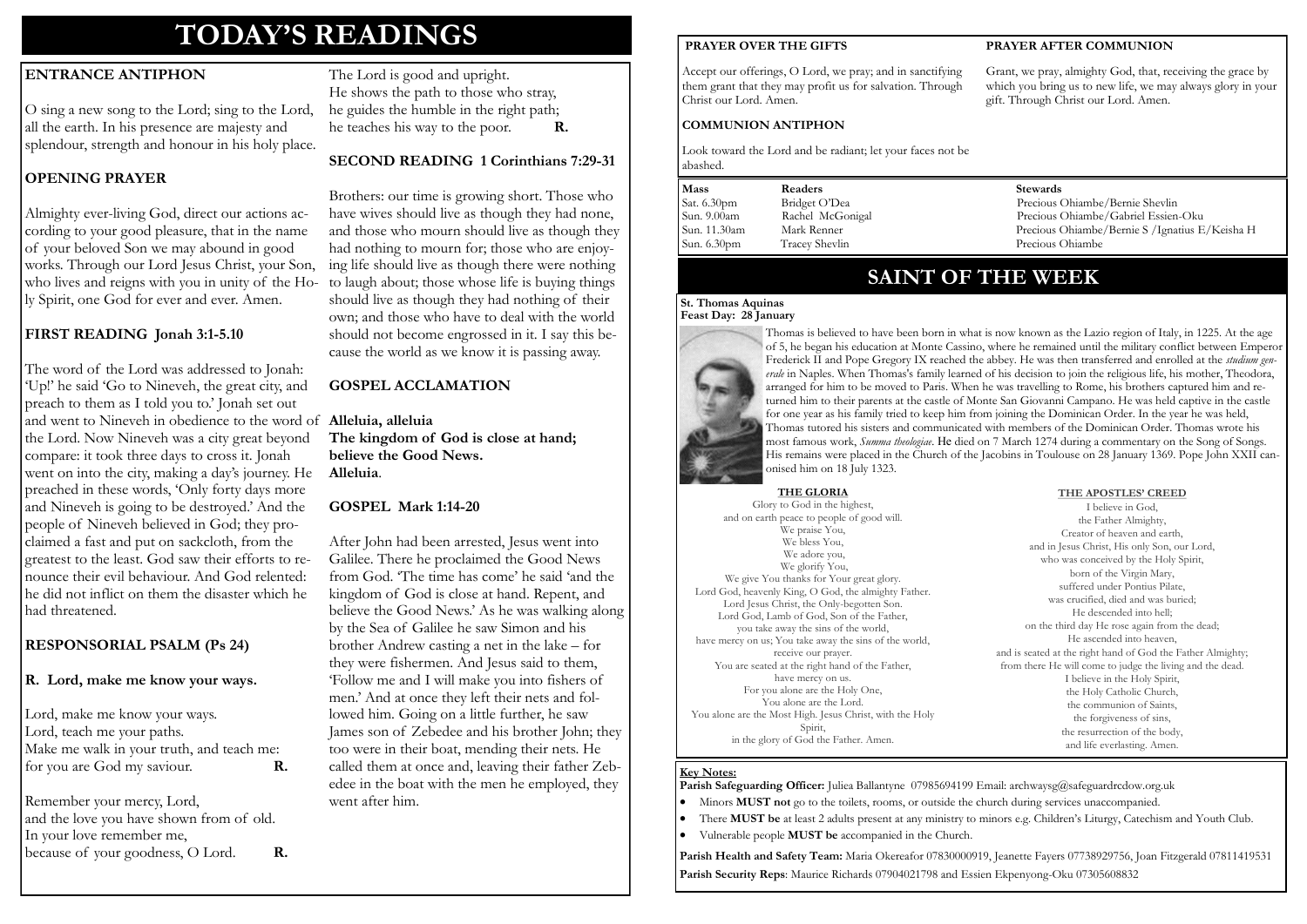# TODAY'S READINGS

## ENTRANCE ANTIPHON

O sing a new song to the Lord; sing to the Lord, all the earth. In his presence are majesty and splendour, strength and honour in his holy place.

## OPENING PRAYER

Almighty ever-living God, direct our actions according to your good pleasure, that in the name of your beloved Son we may abound in good works. Through our Lord Jesus Christ, your Son, who lives and reigns with you in unity of the Holy Spirit, one God for ever and ever. Amen.

## FIRST READING Jonah 3:1-5.10

The word of the Lord was addressed to Jonah: 'Up!' he said 'Go to Nineveh, the great city, and preach to them as I told you to.' Jonah set out and went to Nineveh in obedience to the word of the Lord. Now Nineveh was a city great beyond compare: it took three days to cross it. Jonah went on into the city, making a day's journey. He preached in these words, 'Only forty days more and Nineveh is going to be destroyed.' And the people of Nineveh believed in God; they proclaimed a fast and put on sackcloth, from the greatest to the least. God saw their efforts to renounce their evil behaviour. And God relented: he did not inflict on them the disaster which he had threatened.

## RESPONSORIAL PSALM (Ps 24)

**R. Lord, make me know your ways.**

Lord, make me know your ways.
Lord, teach me your paths.
Make me walk in your truth, and teach me:
for you are God my saviour. **R.**

Remember your mercy, Lord,
and the love you have shown from of old.
In your love remember me,
because of your goodness, O Lord. **R.**

The Lord is good and upright.
He shows the path to those who stray,
he guides the humble in the right path;
he teaches his way to the poor. **R.**

## SECOND READING 1 Corinthians 7:29-31

Brothers: our time is growing short. Those who have wives should live as though they had none, and those who mourn should live as though they had nothing to mourn for; those who are enjoying life should live as though there were nothing to laugh about; those whose life is buying things should live as though they had nothing of their own; and those who have to deal with the world should not become engrossed in it. I say this because the world as we know it is passing away.

## GOSPEL ACCLAMATION

**Alleluia, alleluia**
**The kingdom of God is close at hand;**
**believe the Good News.**
**Alleluia**.

## GOSPEL Mark 1:14-20

After John had been arrested, Jesus went into Galilee. There he proclaimed the Good News from God. 'The time has come' he said 'and the kingdom of God is close at hand. Repent, and believe the Good News.' As he was walking along by the Sea of Galilee he saw Simon and his brother Andrew casting a net in the lake – for they were fishermen. And Jesus said to them, 'Follow me and I will make you into fishers of men.' And at once they left their nets and followed him. Going on a little further, he saw James son of Zebedee and his brother John; they too were in their boat, mending their nets. He called them at once and, leaving their father Zebedee in the boat with the men he employed, they went after him.

### PRAYER OVER THE GIFTS

Accept our offerings, O Lord, we pray; and in sanctifying them grant that they may profit us for salvation. Through Christ our Lord. Amen.

### COMMUNION ANTIPHON

Look toward the Lord and be radiant; let your faces not be abashed.

### PRAYER AFTER COMMUNION

Grant, we pray, almighty God, that, receiving the grace by which you bring us to new life, we may always glory in your gift. Through Christ our Lord. Amen.

| Mass | Readers | Stewards |
|---|---|---|
| Sat. 6.30pm | Bridget O'Dea | Precious Ohiambe/Bernie Shevlin |
| Sun. 9.00am | Rachel McGonigal | Precious Ohiambe/Gabriel Essien-Oku |
| Sun. 11.30am | Mark Renner | Precious Ohiambe/Bernie S /Ignatius E/Keisha H |
| Sun. 6.30pm | Tracey Shevlin | Precious Ohiambe |

# SAINT OF THE WEEK

**St. Thomas Aquinas**
**Feast Day: 28 January**

Thomas is believed to have been born in what is now known as the Lazio region of Italy, in 1225. At the age of 5, he began his education at Monte Cassino, where he remained until the military conflict between Emperor Frederick II and Pope Gregory IX reached the abbey. He was then transferred and enrolled at the *studium generale* in Naples. When Thomas's family learned of his decision to join the religious life, his mother, Theodora, arranged for him to be moved to Paris. When he was travelling to Rome, his brothers captured him and returned him to their parents at the castle of Monte San Giovanni Campano. He was held captive in the castle for one year as his family tried to keep him from joining the Dominican Order. In the year he was held, Thomas tutored his sisters and communicated with members of the Dominican Order. Thomas wrote his most famous work, *Summa theologiae*. He died on 7 March 1274 during a commentary on the Song of Songs. His remains were placed in the Church of the Jacobins in Toulouse on 28 January 1369. Pope John XXII canonised him on 18 July 1323.

**THE GLORIA**

Glory to God in the highest,
and on earth peace to people of good will.
We praise You,
We bless You,
We adore you,
We glorify You,
We give You thanks for Your great glory.
Lord God, heavenly King, O God, the almighty Father.
Lord Jesus Christ, the Only-begotten Son.
Lord God, Lamb of God, Son of the Father,
you take away the sins of the world,
have mercy on us; You take away the sins of the world,
receive our prayer.
You are seated at the right hand of the Father,
have mercy on us.
For you alone are the Holy One,
You alone are the Lord.
You alone are the Most High. Jesus Christ, with the Holy Spirit,
in the glory of God the Father. Amen.

**THE APOSTLES' CREED**

I believe in God,
the Father Almighty,
Creator of heaven and earth,
and in Jesus Christ, His only Son, our Lord,
who was conceived by the Holy Spirit,
born of the Virgin Mary,
suffered under Pontius Pilate,
was crucified, died and was buried;
He descended into hell;
on the third day He rose again from the dead;
He ascended into heaven,
and is seated at the right hand of God the Father Almighty;
from there He will come to judge the living and the dead.
I believe in the Holy Spirit,
the Holy Catholic Church,
the communion of Saints,
the forgiveness of sins,
the resurrection of the body,
and life everlasting. Amen.

**Key Notes:**

**Parish Safeguarding Officer:** Juliea Ballantyne 07985694199 Email: archwaysg@safeguardrcdow.org.uk

- Minors **MUST not** go to the toilets, rooms, or outside the church during services unaccompanied.
- There **MUST be** at least 2 adults present at any ministry to minors e.g. Children's Liturgy, Catechism and Youth Club.
- Vulnerable people **MUST be** accompanied in the Church.

**Parish Health and Safety Team:** Maria Okereafor 07830000919, Jeanette Fayers 07738929756, Joan Fitzgerald 07811419531

**Parish Security Reps**: Maurice Richards 07904021798 and Essien Ekpenyong-Oku 07305608832